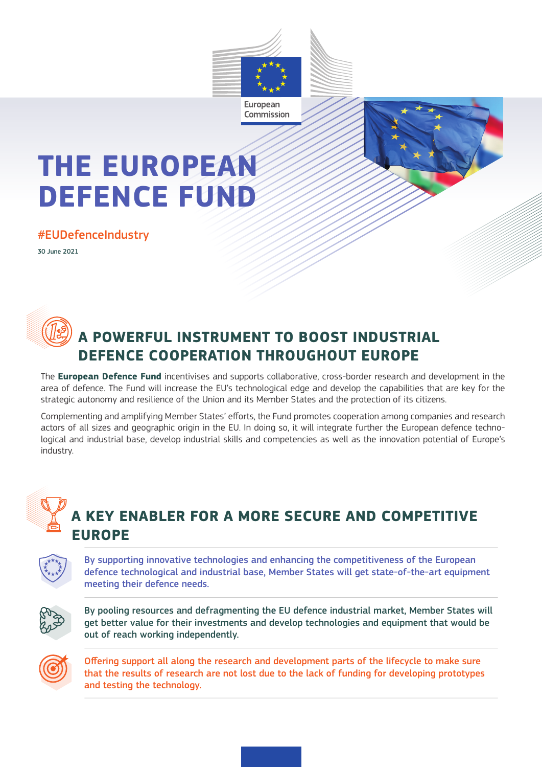European Commission

# THE EUROPEAN DEFENCE FUND

#EUDefenceIndustry

30 June 2021

## A POWERFUL INSTRUMENT TO BOOST INDUSTRIAL DEFENCE COOPERATION THROUGHOUT EUROPE

The **European Defence Fund** incentivises and supports collaborative, cross-border research and development in the area of defence. The Fund will increase the EU's technological edge and develop the capabilities that are key for the strategic autonomy and resilience of the Union and its Member States and the protection of its citizens.

Complementing and amplifying Member States' efforts, the Fund promotes cooperation among companies and research actors of all sizes and geographic origin in the EU. In doing so, it will integrate further the European defence technological and industrial base, develop industrial skills and competencies as well as the innovation potential of Europe's industry.

## A KEY ENABLER FOR A MORE SECURE AND COMPETITIVE EUROPE

By supporting innovative technologies and enhancing the competitiveness of the European defence technological and industrial base, Member States will get state-of-the-art equipment meeting their defence needs.

By pooling resources and defragmenting the EU defence industrial market, Member States will get better value for their investments and develop technologies and equipment that would be out of reach working independently.

Offering support all along the research and development parts of the lifecycle to make sure that the results of research are not lost due to the lack of funding for developing prototypes and testing the technology.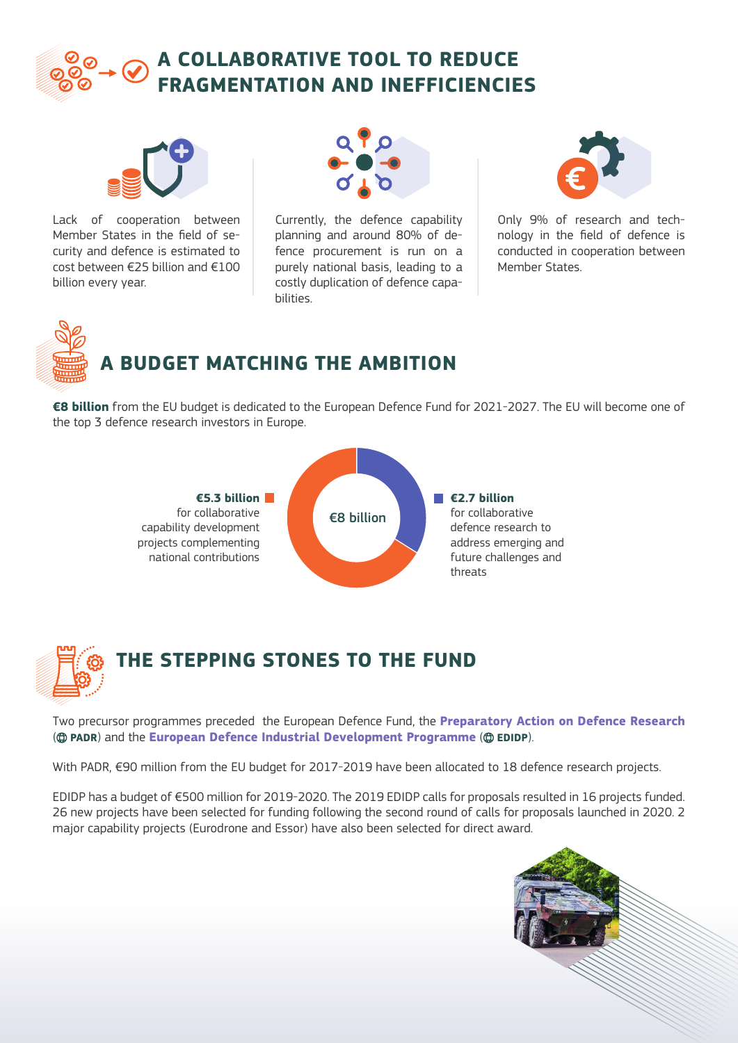## A COLLABORATIVE TOOL TO REDUCE FRAGMENTATION AND INEFFICIENCIES

Lack of cooperation between Member States in the field of security and defence is estimated to cost between €25 billion and €100 billion every year.

Currently, the defence capability planning and around 80% of defence procurement is run on a purely national basis, leading to a costly duplication of defence capabilities.

Only 9% of research and technology in the field of defence is conducted in cooperation between Member States.

## A BUDGET MATCHING THE AMBITION

**€8 billion** from the EU budget is dedicated to the European Defence Fund for 2021-2027. The EU will become one of the top 3 defence research investors in Europe.

€8 billion

**€5.3 billion** for collaborative capability development projects complementing national contributions

**€2.7 billion** for collaborative defence research to address emerging and future challenges and threats

## THE STEPPING STONES TO THE FUND

Two precursor programmes preceded the European Defence Fund, the **Preparatory Action on Defence Research** (**PADR**) and the **European Defence Industrial Development Programme** (**EDIDP**).

With PADR, €90 million from the EU budget for 2017-2019 have been allocated to 18 defence research projects.

EDIDP has a budget of €500 million for 2019-2020. The 2019 EDIDP calls for proposals resulted in 16 projects funded. 26 new projects have been selected for funding following the second round of calls for proposals launched in 2020. 2 major capability projects (Eurodrone and Essor) have also been selected for direct award.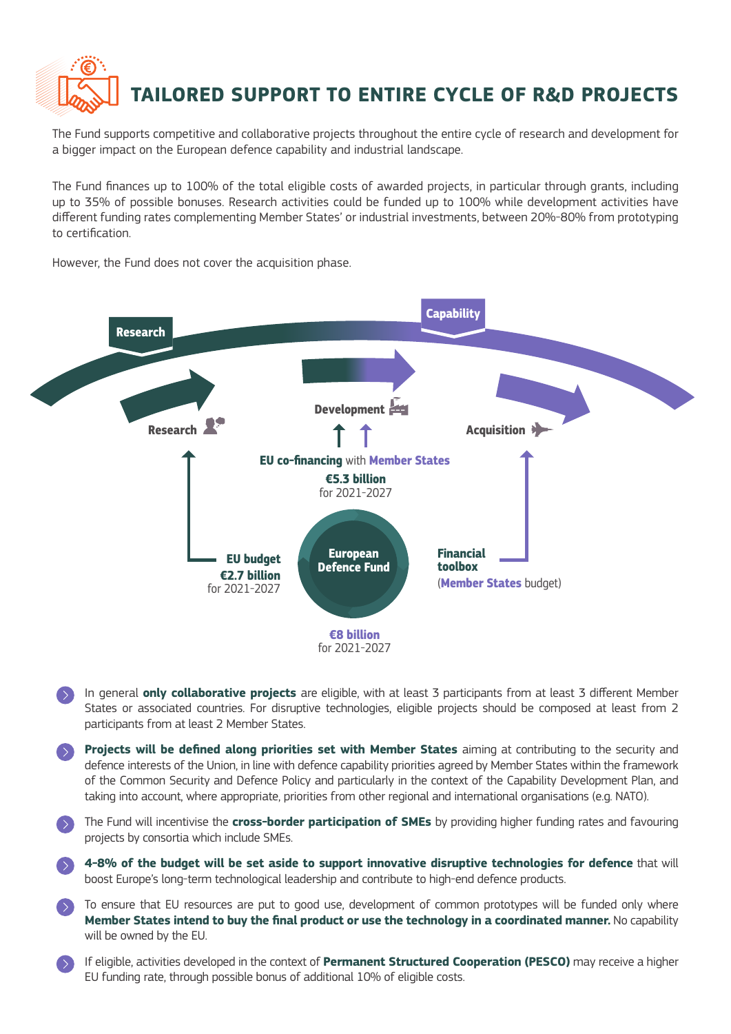# TAILORED SUPPORT TO ENTIRE CYCLE OF R&D PROJECTS

The Fund supports competitive and collaborative projects throughout the entire cycle of research and development for a bigger impact on the European defence capability and industrial landscape.

The Fund finances up to 100% of the total eligible costs of awarded projects, in particular through grants, including up to 35% of possible bonuses. Research activities could be funded up to 100% while development activities have different funding rates complementing Member States' or industrial investments, between 20%-80% from prototyping to certification.

However, the Fund does not cover the acquisition phase.

Research

Capability

Research

Development

Acquisition

**EU co-financing** with **Member States**
**€5.3 billion**
for 2021-2027

**EU budget**
**€2.7 billion**
for 2021-2027

**European Defence Fund**

**Financial toolbox**
(**Member States** budget)

**€8 billion**
for 2021-2027

- In general **only collaborative projects** are eligible, with at least 3 participants from at least 3 different Member States or associated countries. For disruptive technologies, eligible projects should be composed at least from 2 participants from at least 2 Member States.
- **Projects will be defined along priorities set with Member States** aiming at contributing to the security and defence interests of the Union, in line with defence capability priorities agreed by Member States within the framework of the Common Security and Defence Policy and particularly in the context of the Capability Development Plan, and taking into account, where appropriate, priorities from other regional and international organisations (e.g. NATO).
- The Fund will incentivise the **cross-border participation of SMEs** by providing higher funding rates and favouring projects by consortia which include SMEs.
- **4-8% of the budget will be set aside to support innovative disruptive technologies for defence** that will boost Europe's long-term technological leadership and contribute to high-end defence products.
- To ensure that EU resources are put to good use, development of common prototypes will be funded only where **Member States intend to buy the final product or use the technology in a coordinated manner.** No capability will be owned by the EU.
- If eligible, activities developed in the context of **Permanent Structured Cooperation (PESCO)** may receive a higher EU funding rate, through possible bonus of additional 10% of eligible costs.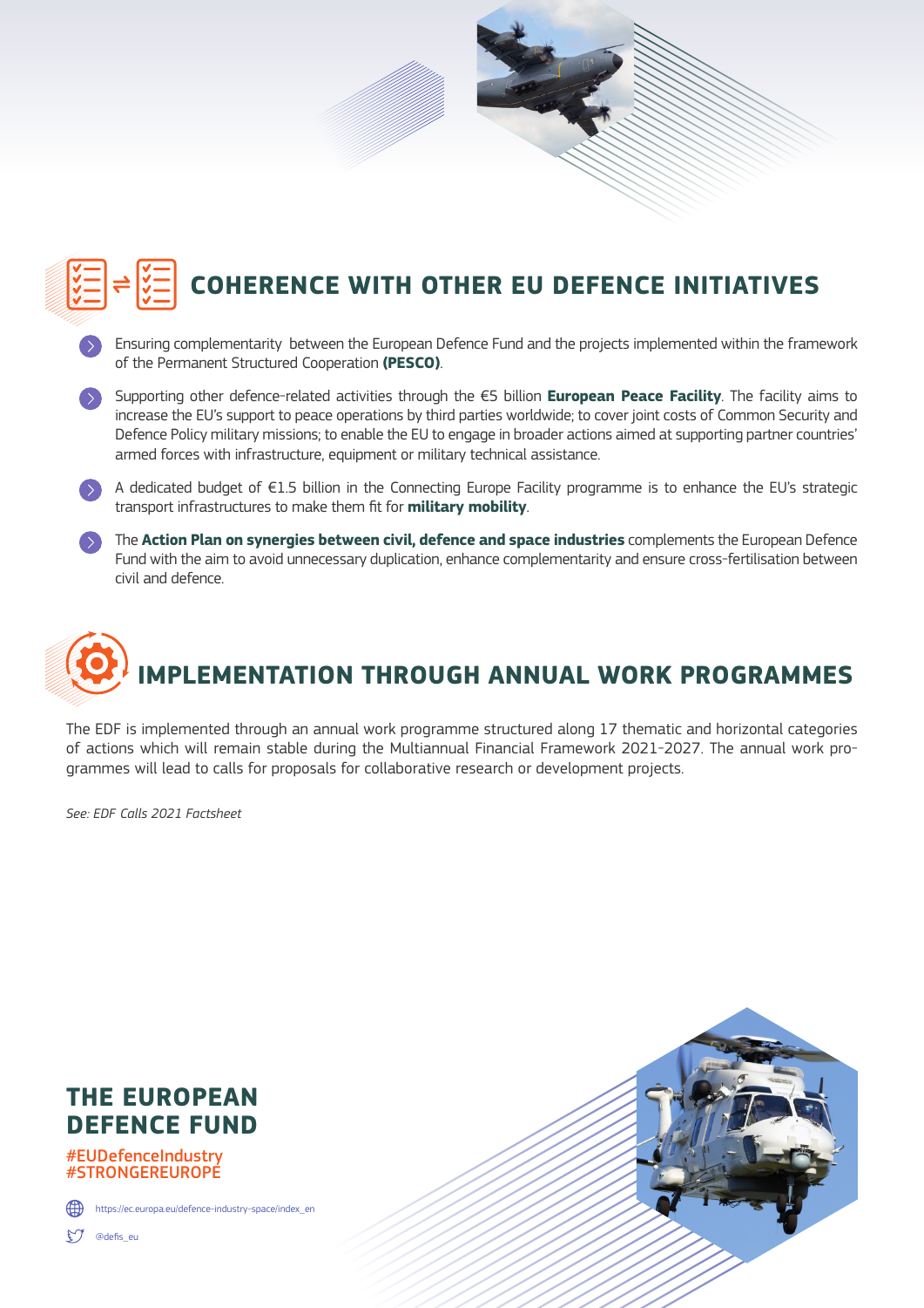## COHERENCE WITH OTHER EU DEFENCE INITIATIVES

- Ensuring complementarity between the European Defence Fund and the projects implemented within the framework of the Permanent Structured Cooperation **(PESCO)**.
- Supporting other defence-related activities through the €5 billion **European Peace Facility**. The facility aims to increase the EU's support to peace operations by third parties worldwide; to cover joint costs of Common Security and Defence Policy military missions; to enable the EU to engage in broader actions aimed at supporting partner countries' armed forces with infrastructure, equipment or military technical assistance.
- A dedicated budget of €1.5 billion in the Connecting Europe Facility programme is to enhance the EU's strategic transport infrastructures to make them fit for **military mobility**.
- The **Action Plan on synergies between civil, defence and space industries** complements the European Defence Fund with the aim to avoid unnecessary duplication, enhance complementarity and ensure cross-fertilisation between civil and defence.

## IMPLEMENTATION THROUGH ANNUAL WORK PROGRAMMES

The EDF is implemented through an annual work programme structured along 17 thematic and horizontal categories of actions which will remain stable during the Multiannual Financial Framework 2021-2027. The annual work programmes will lead to calls for proposals for collaborative research or development projects.

*See: EDF Calls 2021 Factsheet*

## THE EUROPEAN DEFENCE FUND

#EUDefenceIndustry
#STRONGEREUROPE

https://ec.europa.eu/defence-industry-space/index_en

@defis_eu